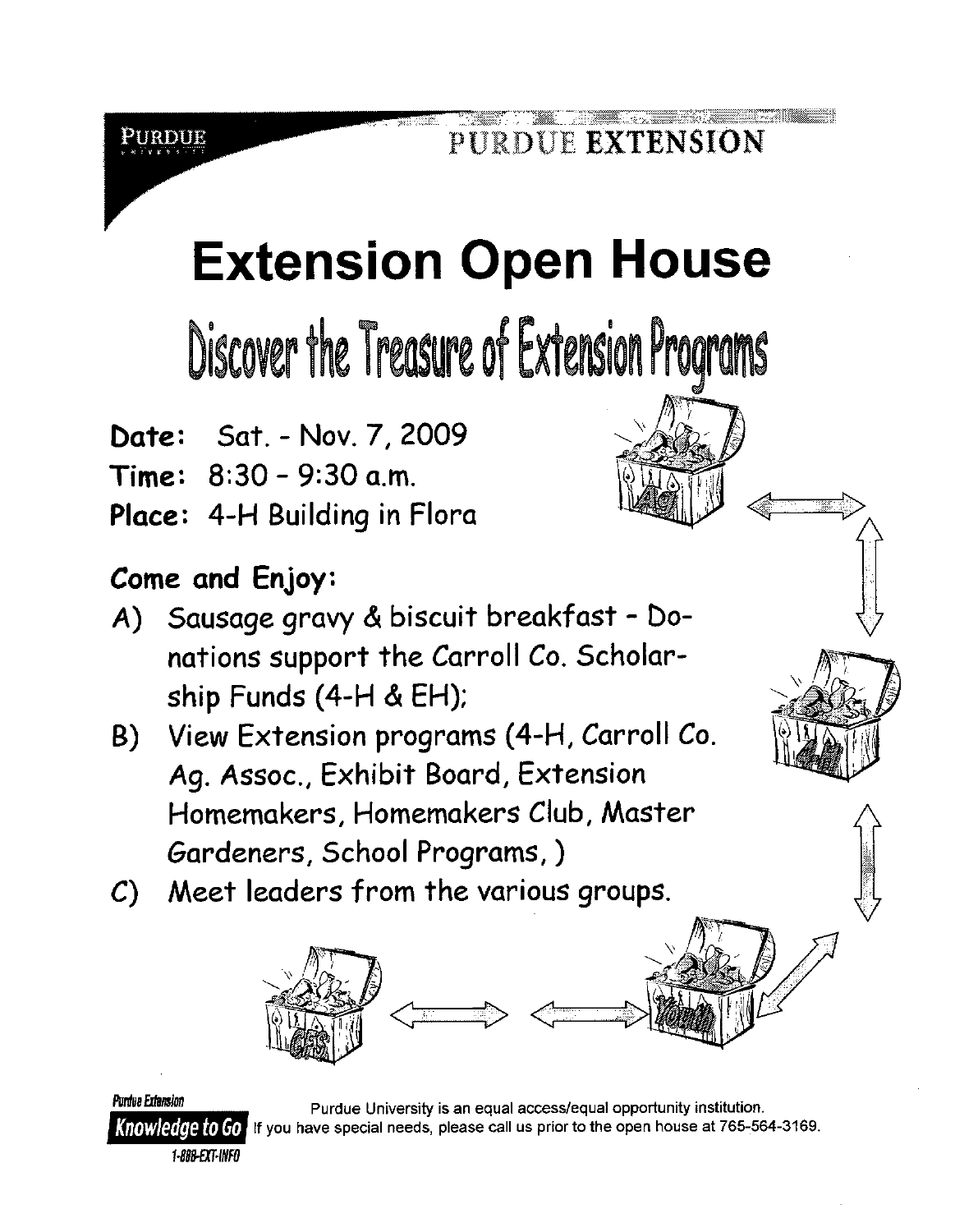PURDUE UNIVERSITY

PURDUE EXTENSION

# Extension Open House

## Discover the Treasure of Extension Programs

**Date:** Sat. - Nov. 7, 2009

**Time:** 8:30 - 9:30 a.m.

**Place:** 4-H Building in Flora

**Come and Enjoy:**

A) Sausage gravy & biscuit breakfast - Donations support the Carroll Co. Scholarship Funds (4-H & EH);

B) View Extension programs (4-H, Carroll Co. Ag. Assoc., Exhibit Board, Extension Homemakers, Homemakers Club, Master Gardeners, School Programs, )

C) Meet leaders from the various groups.

Purdue Extension
Knowledge to Go
1-888-EXT-INFO

Purdue University is an equal access/equal opportunity institution.
If you have special needs, please call us prior to the open house at 765-564-3169.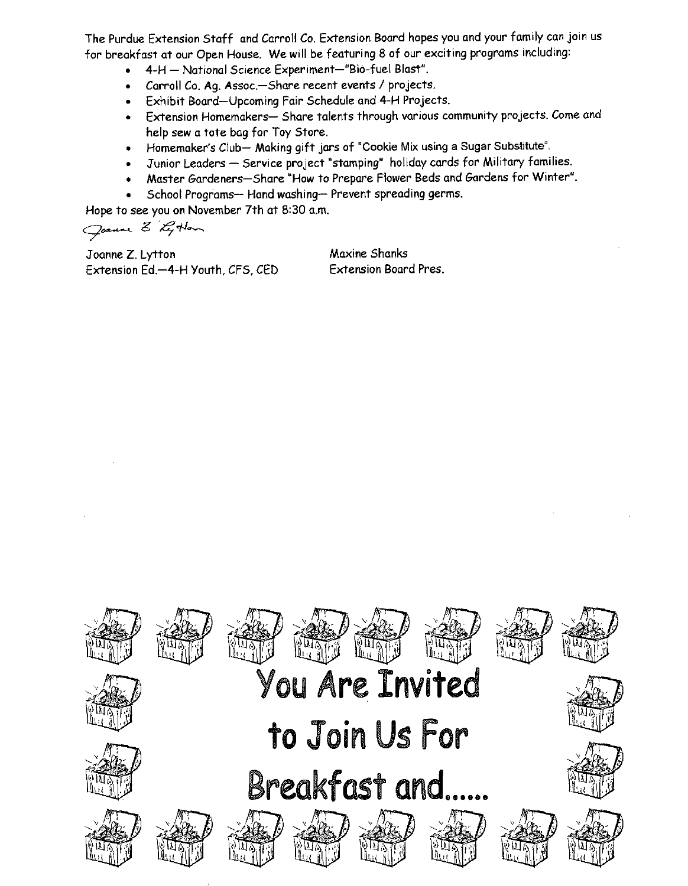The Purdue Extension Staff and Carroll Co. Extension Board hopes you and your family can join us for breakfast at our Open House. We will be featuring 8 of our exciting programs including:

- 4-H — National Science Experiment—"Bio-fuel Blast".
- Carroll Co. Ag. Assoc.—Share recent events / projects.
- Exhibit Board—Upcoming Fair Schedule and 4-H Projects.
- Extension Homemakers— Share talents through various community projects. Come and help sew a tote bag for Toy Store.
- Homemaker's Club— Making gift jars of "Cookie Mix using a Sugar Substitute".
- Junior Leaders — Service project "stamping" holiday cards for Military families.
- Master Gardeners—Share "How to Prepare Flower Beds and Gardens for Winter".
- School Programs— Hand washing— Prevent spreading germs.

Hope to see you on November 7th at 8:30 a.m.

Joanne Z. Lytton
Extension Ed.—4-H Youth, CFS, CED

Maxine Shanks
Extension Board Pres.

# You Are Invited to Join Us For Breakfast and.....